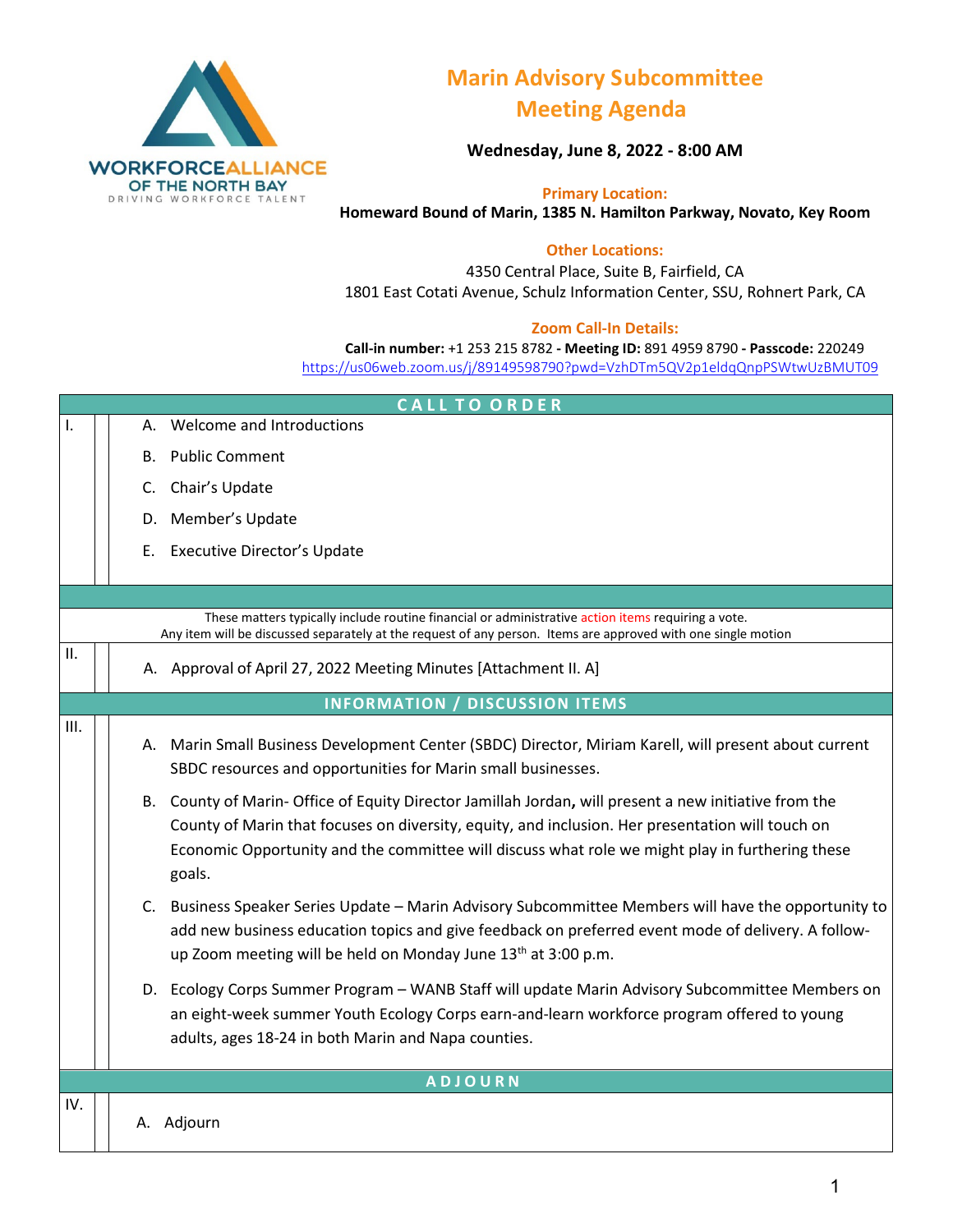**WORKFORCE ALLIANCE OF THE NORTH BAY**
DRIVING WORKFORCE TALENT

# Marin Advisory Subcommittee Meeting Agenda

**Wednesday, June 8, 2022 - 8:00 AM**

**Primary Location:**
**Homeward Bound of Marin, 1385 N. Hamilton Parkway, Novato, Key Room**

**Other Locations:**
4350 Central Place, Suite B, Fairfield, CA
1801 East Cotati Avenue, Schulz Information Center, SSU, Rohnert Park, CA

**Zoom Call-In Details:**
**Call-in number:** +1 253 215 8782 - **Meeting ID:** 891 4959 8790 - **Passcode:** 220249
https://us06web.zoom.us/j/89149598790?pwd=VzhDTm5QV2p1eldqQnpPSWtwUzBMUT09

## CALL TO ORDER

I.

A. Welcome and Introductions

B. Public Comment

C. Chair's Update

D. Member's Update

E. Executive Director's Update

These matters typically include routine financial or administrative action items requiring a vote.
Any item will be discussed separately at the request of any person. Items are approved with one single motion

II.

A. Approval of April 27, 2022 Meeting Minutes [Attachment II. A]

## INFORMATION / DISCUSSION ITEMS

III.

A. Marin Small Business Development Center (SBDC) Director, Miriam Karell, will present about current SBDC resources and opportunities for Marin small businesses.

B. County of Marin- Office of Equity Director Jamillah Jordan**,** will present a new initiative from the County of Marin that focuses on diversity, equity, and inclusion. Her presentation will touch on Economic Opportunity and the committee will discuss what role we might play in furthering these goals.

C. Business Speaker Series Update – Marin Advisory Subcommittee Members will have the opportunity to add new business education topics and give feedback on preferred event mode of delivery. A follow-up Zoom meeting will be held on Monday June 13th at 3:00 p.m.

D. Ecology Corps Summer Program – WANB Staff will update Marin Advisory Subcommittee Members on an eight-week summer Youth Ecology Corps earn-and-learn workforce program offered to young adults, ages 18-24 in both Marin and Napa counties.

## ADJOURN

IV.

A. Adjourn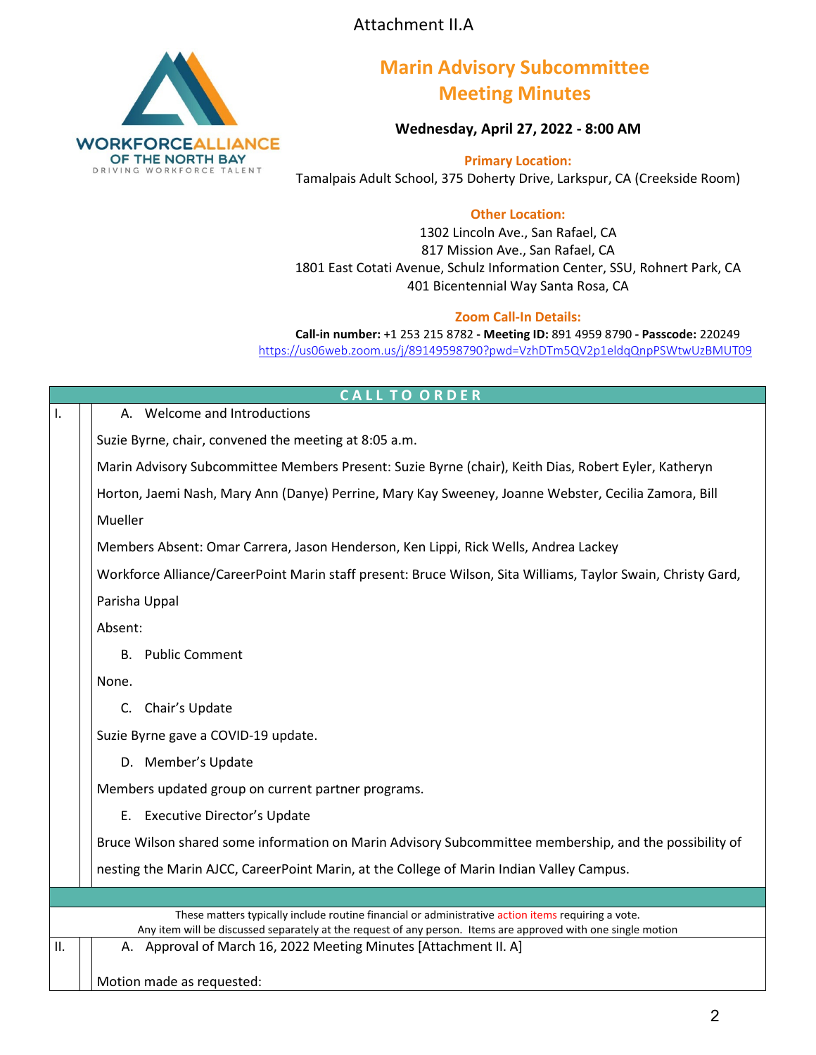Attachment II.A

# Marin Advisory Subcommittee Meeting Minutes

**Wednesday, April 27, 2022 - 8:00 AM**

**Primary Location:**
Tamalpais Adult School, 375 Doherty Drive, Larkspur, CA (Creekside Room)

**Other Location:**
1302 Lincoln Ave., San Rafael, CA
817 Mission Ave., San Rafael, CA
1801 East Cotati Avenue, Schulz Information Center, SSU, Rohnert Park, CA
401 Bicentennial Way Santa Rosa, CA

**Zoom Call-In Details:**
**Call-in number:** +1 253 215 8782 **- Meeting ID:** 891 4959 8790 **- Passcode:** 220249
https://us06web.zoom.us/j/89149598790?pwd=VzhDTm5QV2p1eldqQnpPSWtwUzBMUT09

## CALL TO ORDER

**I.**

A. Welcome and Introductions

Suzie Byrne, chair, convened the meeting at 8:05 a.m.

Marin Advisory Subcommittee Members Present: Suzie Byrne (chair), Keith Dias, Robert Eyler, Katheryn Horton, Jaemi Nash, Mary Ann (Danye) Perrine, Mary Kay Sweeney, Joanne Webster, Cecilia Zamora, Bill Mueller

Members Absent: Omar Carrera, Jason Henderson, Ken Lippi, Rick Wells, Andrea Lackey

Workforce Alliance/CareerPoint Marin staff present: Bruce Wilson, Sita Williams, Taylor Swain, Christy Gard, Parisha Uppal

Absent:

B. Public Comment

None.

C. Chair's Update

Suzie Byrne gave a COVID-19 update.

D. Member's Update

Members updated group on current partner programs.

E. Executive Director's Update

Bruce Wilson shared some information on Marin Advisory Subcommittee membership, and the possibility of nesting the Marin AJCC, CareerPoint Marin, at the College of Marin Indian Valley Campus.

---

These matters typically include routine financial or administrative action items requiring a vote.
Any item will be discussed separately at the request of any person. Items are approved with one single motion

**II.**

A. Approval of March 16, 2022 Meeting Minutes [Attachment II. A]

Motion made as requested: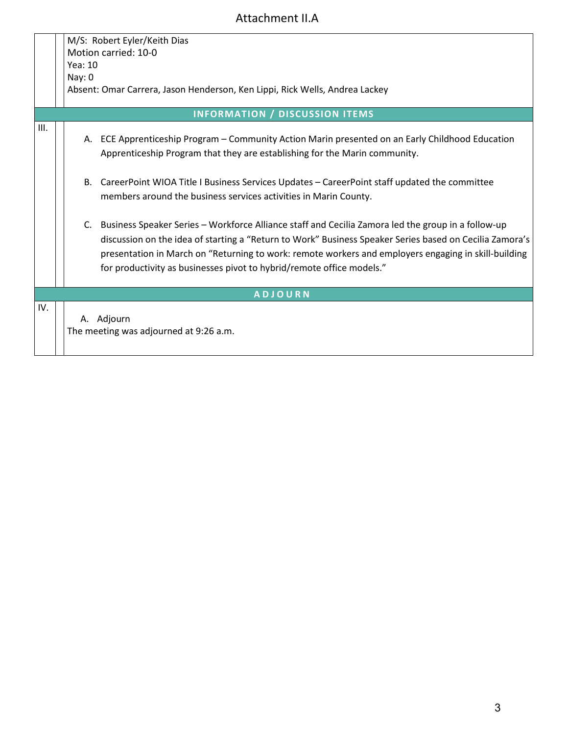Attachment II.A

M/S: Robert Eyler/Keith Dias
Motion carried: 10-0
Yea: 10
Nay: 0
Absent: Omar Carrera, Jason Henderson, Ken Lippi, Rick Wells, Andrea Lackey

## INFORMATION / DISCUSSION ITEMS

III.

A. ECE Apprenticeship Program – Community Action Marin presented on an Early Childhood Education Apprenticeship Program that they are establishing for the Marin community.

B. CareerPoint WIOA Title I Business Services Updates – CareerPoint staff updated the committee members around the business services activities in Marin County.

C. Business Speaker Series – Workforce Alliance staff and Cecilia Zamora led the group in a follow-up discussion on the idea of starting a "Return to Work" Business Speaker Series based on Cecilia Zamora's presentation in March on "Returning to work: remote workers and employers engaging in skill-building for productivity as businesses pivot to hybrid/remote office models."

## ADJOURN

IV.

A. Adjourn

The meeting was adjourned at 9:26 a.m.